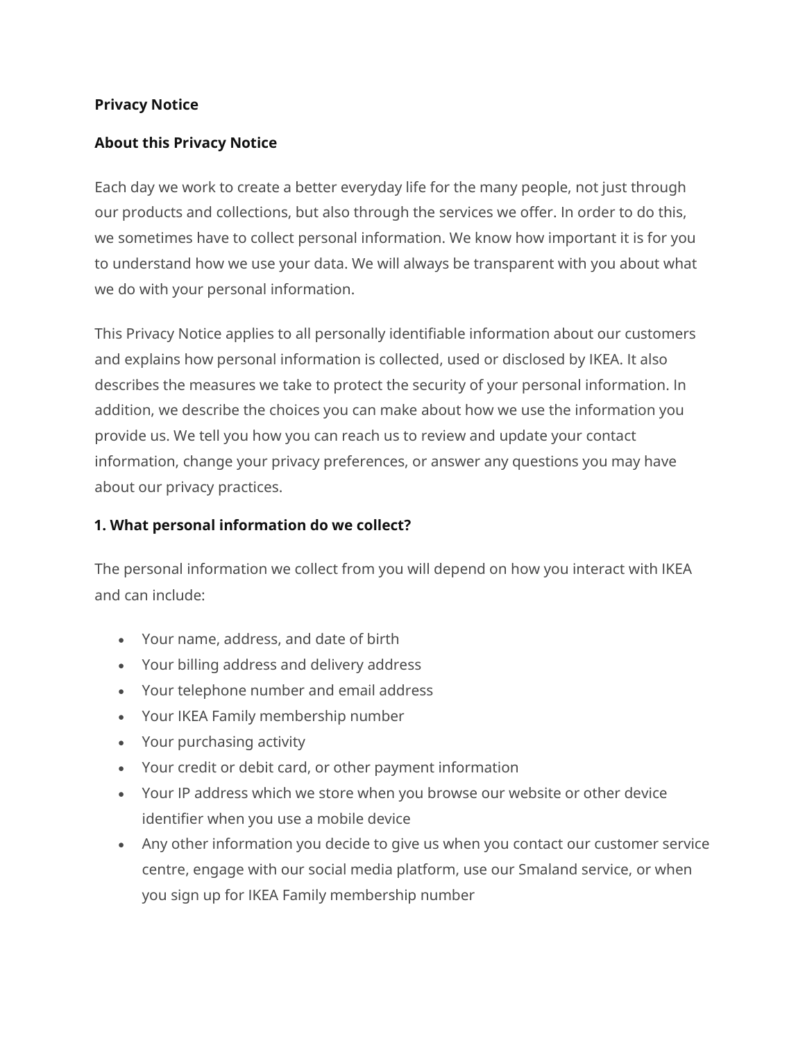**Privacy Notice**

**About this Privacy Notice**

Each day we work to create a better everyday life for the many people, not just through our products and collections, but also through the services we offer. In order to do this, we sometimes have to collect personal information. We know how important it is for you to understand how we use your data. We will always be transparent with you about what we do with your personal information.

This Privacy Notice applies to all personally identifiable information about our customers and explains how personal information is collected, used or disclosed by IKEA. It also describes the measures we take to protect the security of your personal information. In addition, we describe the choices you can make about how we use the information you provide us. We tell you how you can reach us to review and update your contact information, change your privacy preferences, or answer any questions you may have about our privacy practices.

**1. What personal information do we collect?**

The personal information we collect from you will depend on how you interact with IKEA and can include:

- Your name, address, and date of birth
- Your billing address and delivery address
- Your telephone number and email address
- Your IKEA Family membership number
- Your purchasing activity
- Your credit or debit card, or other payment information
- Your IP address which we store when you browse our website or other device identifier when you use a mobile device
- Any other information you decide to give us when you contact our customer service centre, engage with our social media platform, use our Smaland service, or when you sign up for IKEA Family membership number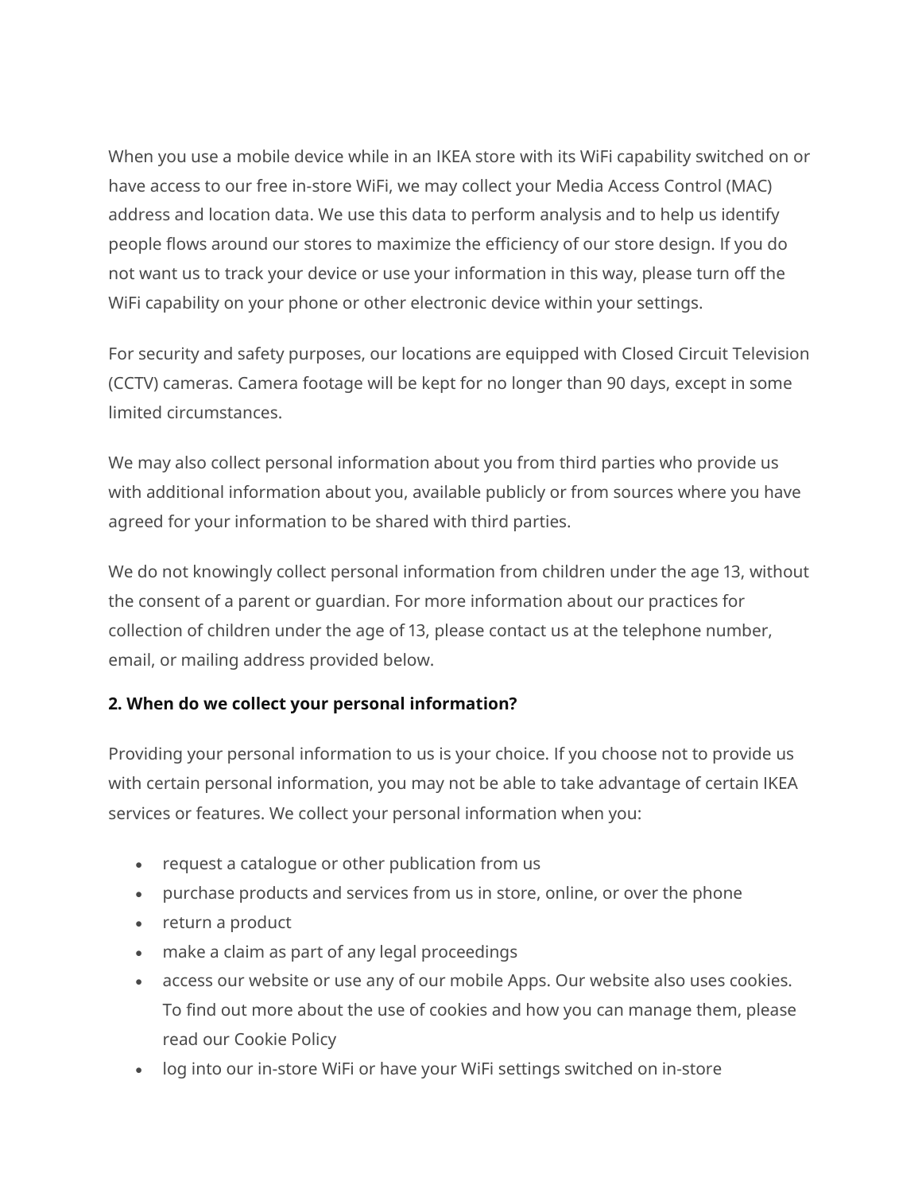When you use a mobile device while in an IKEA store with its WiFi capability switched on or have access to our free in-store WiFi, we may collect your Media Access Control (MAC) address and location data. We use this data to perform analysis and to help us identify people flows around our stores to maximize the efficiency of our store design. If you do not want us to track your device or use your information in this way, please turn off the WiFi capability on your phone or other electronic device within your settings.

For security and safety purposes, our locations are equipped with Closed Circuit Television (CCTV) cameras. Camera footage will be kept for no longer than 90 days, except in some limited circumstances.

We may also collect personal information about you from third parties who provide us with additional information about you, available publicly or from sources where you have agreed for your information to be shared with third parties.

We do not knowingly collect personal information from children under the age 13, without the consent of a parent or guardian. For more information about our practices for collection of children under the age of 13, please contact us at the telephone number, email, or mailing address provided below.

**2. When do we collect your personal information?**

Providing your personal information to us is your choice. If you choose not to provide us with certain personal information, you may not be able to take advantage of certain IKEA services or features. We collect your personal information when you:

- request a catalogue or other publication from us
- purchase products and services from us in store, online, or over the phone
- return a product
- make a claim as part of any legal proceedings
- access our website or use any of our mobile Apps. Our website also uses cookies. To find out more about the use of cookies and how you can manage them, please read our Cookie Policy
- log into our in-store WiFi or have your WiFi settings switched on in-store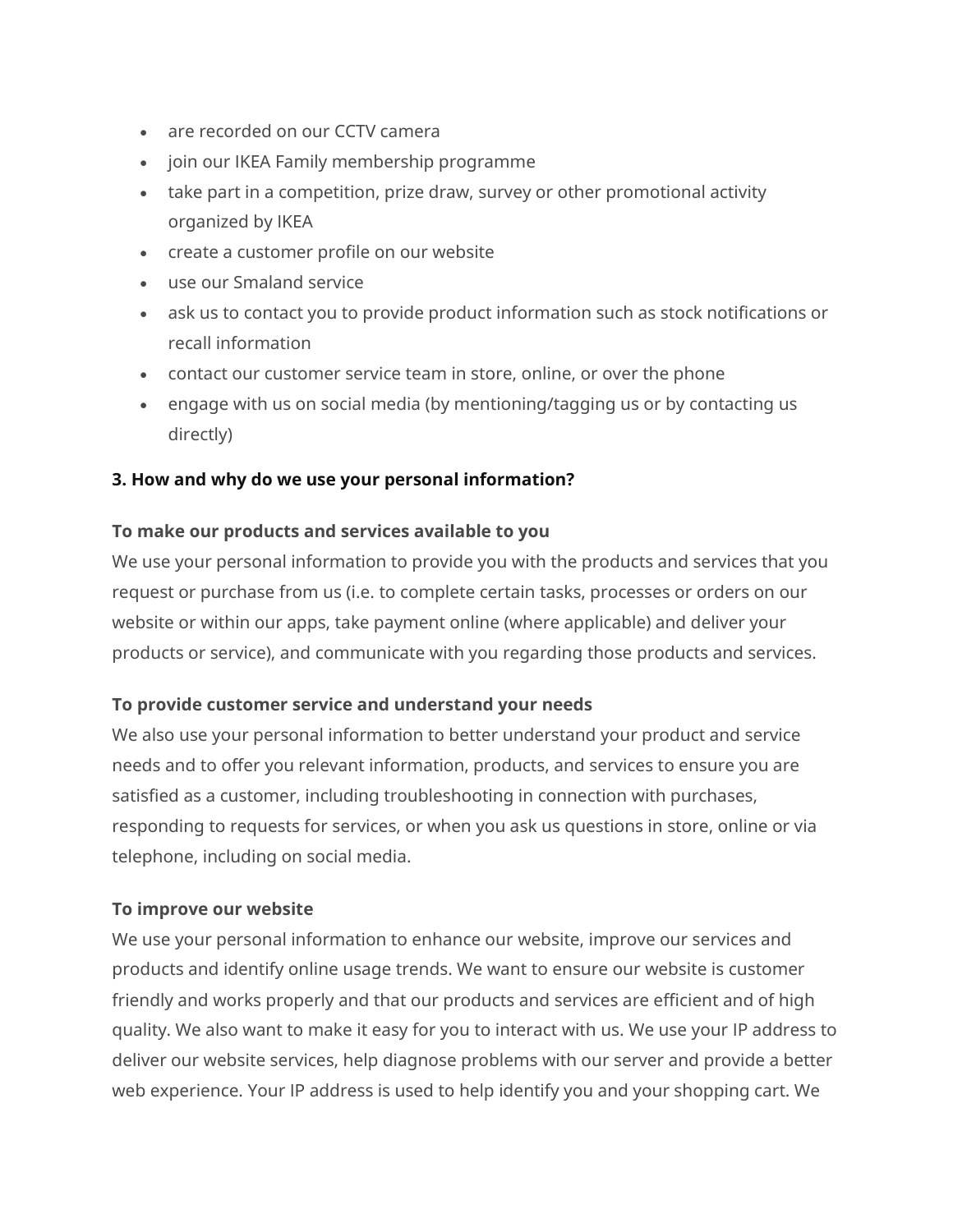- are recorded on our CCTV camera
- join our IKEA Family membership programme
- take part in a competition, prize draw, survey or other promotional activity organized by IKEA
- create a customer profile on our website
- use our Smaland service
- ask us to contact you to provide product information such as stock notifications or recall information
- contact our customer service team in store, online, or over the phone
- engage with us on social media (by mentioning/tagging us or by contacting us directly)

### 3. How and why do we use your personal information?

**To make our products and services available to you**

We use your personal information to provide you with the products and services that you request or purchase from us (i.e. to complete certain tasks, processes or orders on our website or within our apps, take payment online (where applicable) and deliver your products or service), and communicate with you regarding those products and services.

**To provide customer service and understand your needs**

We also use your personal information to better understand your product and service needs and to offer you relevant information, products, and services to ensure you are satisfied as a customer, including troubleshooting in connection with purchases, responding to requests for services, or when you ask us questions in store, online or via telephone, including on social media.

**To improve our website**

We use your personal information to enhance our website, improve our services and products and identify online usage trends. We want to ensure our website is customer friendly and works properly and that our products and services are efficient and of high quality. We also want to make it easy for you to interact with us. We use your IP address to deliver our website services, help diagnose problems with our server and provide a better web experience. Your IP address is used to help identify you and your shopping cart. We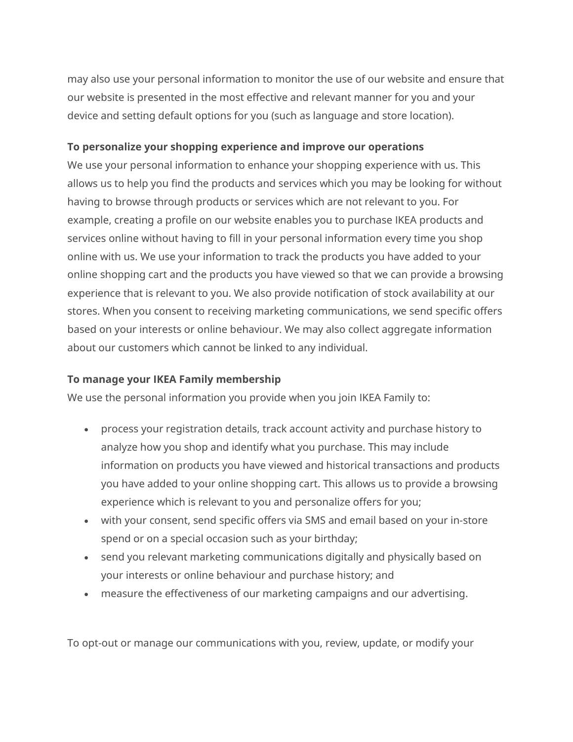may also use your personal information to monitor the use of our website and ensure that our website is presented in the most effective and relevant manner for you and your device and setting default options for you (such as language and store location).

**To personalize your shopping experience and improve our operations**
We use your personal information to enhance your shopping experience with us. This allows us to help you find the products and services which you may be looking for without having to browse through products or services which are not relevant to you. For example, creating a profile on our website enables you to purchase IKEA products and services online without having to fill in your personal information every time you shop online with us. We use your information to track the products you have added to your online shopping cart and the products you have viewed so that we can provide a browsing experience that is relevant to you. We also provide notification of stock availability at our stores. When you consent to receiving marketing communications, we send specific offers based on your interests or online behaviour. We may also collect aggregate information about our customers which cannot be linked to any individual.

**To manage your IKEA Family membership**
We use the personal information you provide when you join IKEA Family to:

- process your registration details, track account activity and purchase history to analyze how you shop and identify what you purchase. This may include information on products you have viewed and historical transactions and products you have added to your online shopping cart. This allows us to provide a browsing experience which is relevant to you and personalize offers for you;
- with your consent, send specific offers via SMS and email based on your in-store spend or on a special occasion such as your birthday;
- send you relevant marketing communications digitally and physically based on your interests or online behaviour and purchase history; and
- measure the effectiveness of our marketing campaigns and our advertising.

To opt-out or manage our communications with you, review, update, or modify your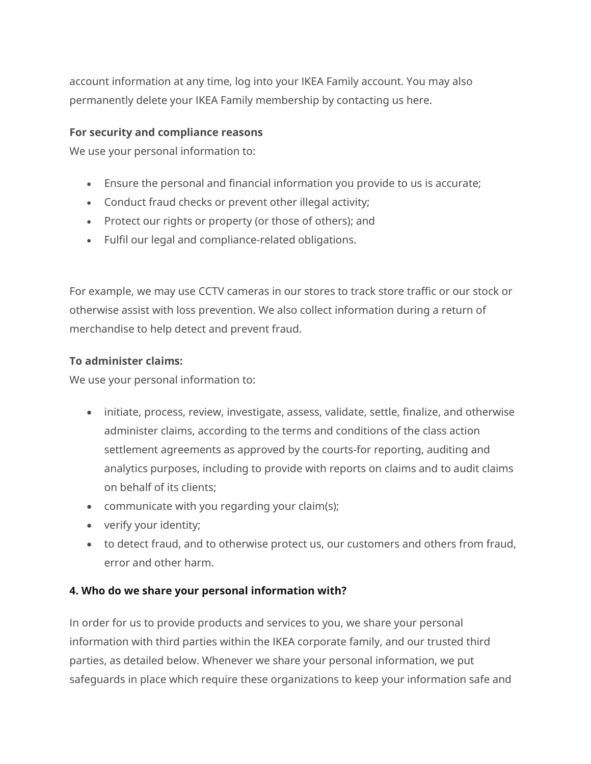account information at any time, log into your IKEA Family account. You may also permanently delete your IKEA Family membership by contacting us here.

**For security and compliance reasons**

We use your personal information to:

- Ensure the personal and financial information you provide to us is accurate;
- Conduct fraud checks or prevent other illegal activity;
- Protect our rights or property (or those of others); and
- Fulfil our legal and compliance-related obligations.

For example, we may use CCTV cameras in our stores to track store traffic or our stock or otherwise assist with loss prevention. We also collect information during a return of merchandise to help detect and prevent fraud.

**To administer claims:**

We use your personal information to:

- initiate, process, review, investigate, assess, validate, settle, finalize, and otherwise administer claims, according to the terms and conditions of the class action settlement agreements as approved by the courts-for reporting, auditing and analytics purposes, including to provide with reports on claims and to audit claims on behalf of its clients;
- communicate with you regarding your claim(s);
- verify your identity;
- to detect fraud, and to otherwise protect us, our customers and others from fraud, error and other harm.

**4. Who do we share your personal information with?**

In order for us to provide products and services to you, we share your personal information with third parties within the IKEA corporate family, and our trusted third parties, as detailed below. Whenever we share your personal information, we put safeguards in place which require these organizations to keep your information safe and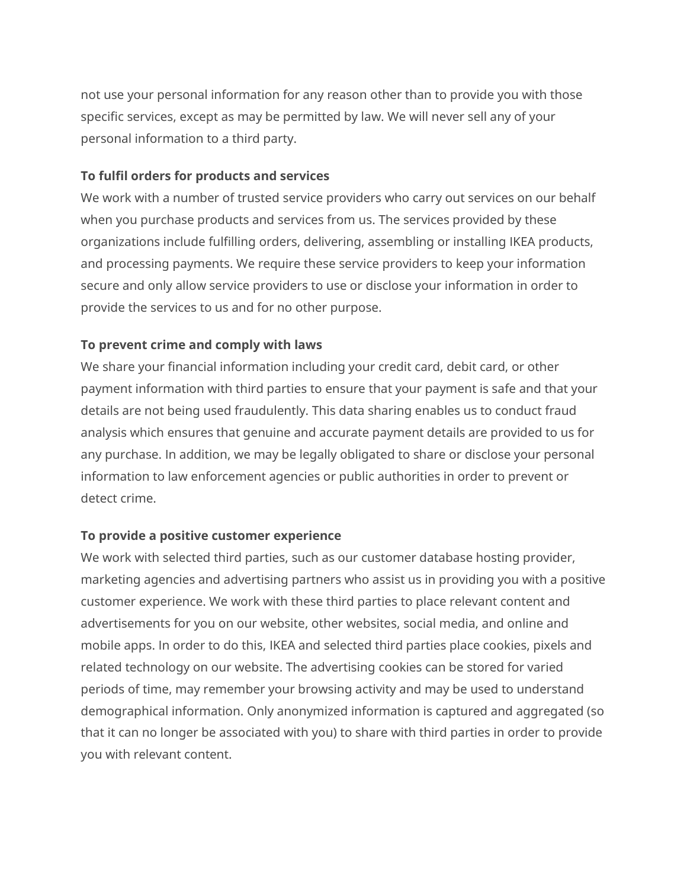not use your personal information for any reason other than to provide you with those specific services, except as may be permitted by law. We will never sell any of your personal information to a third party.

**To fulfil orders for products and services**
We work with a number of trusted service providers who carry out services on our behalf when you purchase products and services from us. The services provided by these organizations include fulfilling orders, delivering, assembling or installing IKEA products, and processing payments. We require these service providers to keep your information secure and only allow service providers to use or disclose your information in order to provide the services to us and for no other purpose.

**To prevent crime and comply with laws**
We share your financial information including your credit card, debit card, or other payment information with third parties to ensure that your payment is safe and that your details are not being used fraudulently. This data sharing enables us to conduct fraud analysis which ensures that genuine and accurate payment details are provided to us for any purchase. In addition, we may be legally obligated to share or disclose your personal information to law enforcement agencies or public authorities in order to prevent or detect crime.

**To provide a positive customer experience**
We work with selected third parties, such as our customer database hosting provider, marketing agencies and advertising partners who assist us in providing you with a positive customer experience. We work with these third parties to place relevant content and advertisements for you on our website, other websites, social media, and online and mobile apps. In order to do this, IKEA and selected third parties place cookies, pixels and related technology on our website. The advertising cookies can be stored for varied periods of time, may remember your browsing activity and may be used to understand demographical information. Only anonymized information is captured and aggregated (so that it can no longer be associated with you) to share with third parties in order to provide you with relevant content.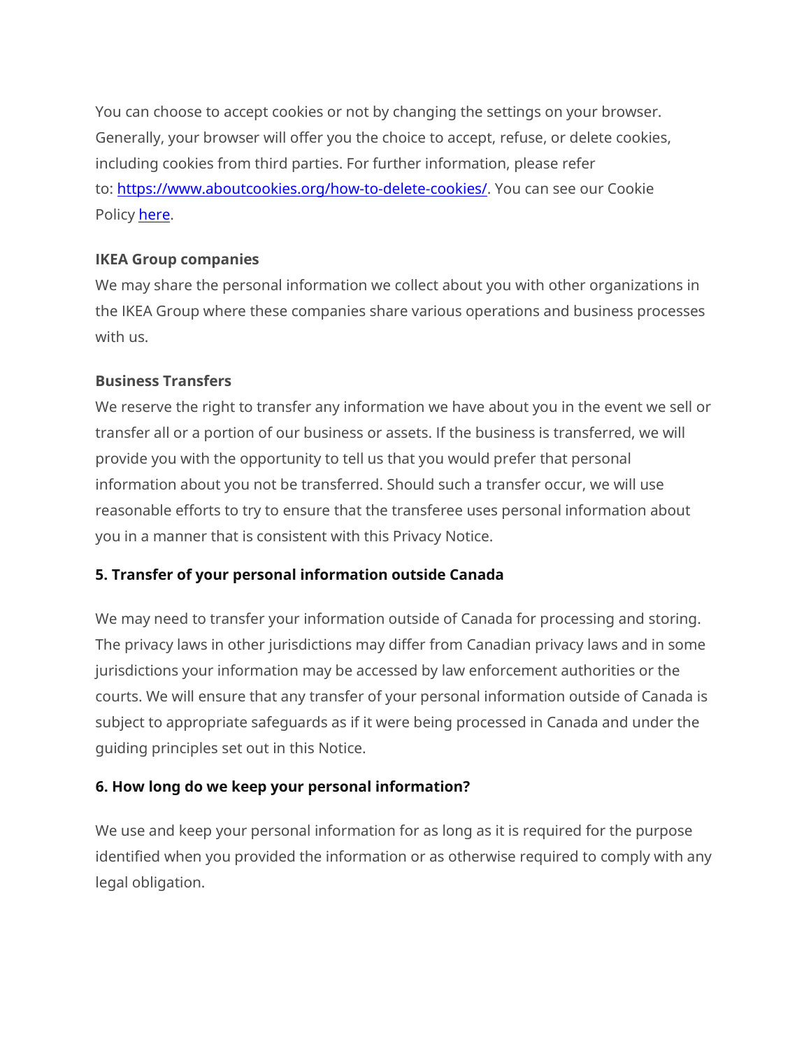You can choose to accept cookies or not by changing the settings on your browser. Generally, your browser will offer you the choice to accept, refuse, or delete cookies, including cookies from third parties. For further information, please refer to: [https://www.aboutcookies.org/how-to-delete-cookies/](https://www.aboutcookies.org/how-to-delete-cookies/). You can see our Cookie Policy here.

**IKEA Group companies**

We may share the personal information we collect about you with other organizations in the IKEA Group where these companies share various operations and business processes with us.

**Business Transfers**

We reserve the right to transfer any information we have about you in the event we sell or transfer all or a portion of our business or assets. If the business is transferred, we will provide you with the opportunity to tell us that you would prefer that personal information about you not be transferred. Should such a transfer occur, we will use reasonable efforts to try to ensure that the transferee uses personal information about you in a manner that is consistent with this Privacy Notice.

## 5. Transfer of your personal information outside Canada

We may need to transfer your information outside of Canada for processing and storing. The privacy laws in other jurisdictions may differ from Canadian privacy laws and in some jurisdictions your information may be accessed by law enforcement authorities or the courts. We will ensure that any transfer of your personal information outside of Canada is subject to appropriate safeguards as if it were being processed in Canada and under the guiding principles set out in this Notice.

## 6. How long do we keep your personal information?

We use and keep your personal information for as long as it is required for the purpose identified when you provided the information or as otherwise required to comply with any legal obligation.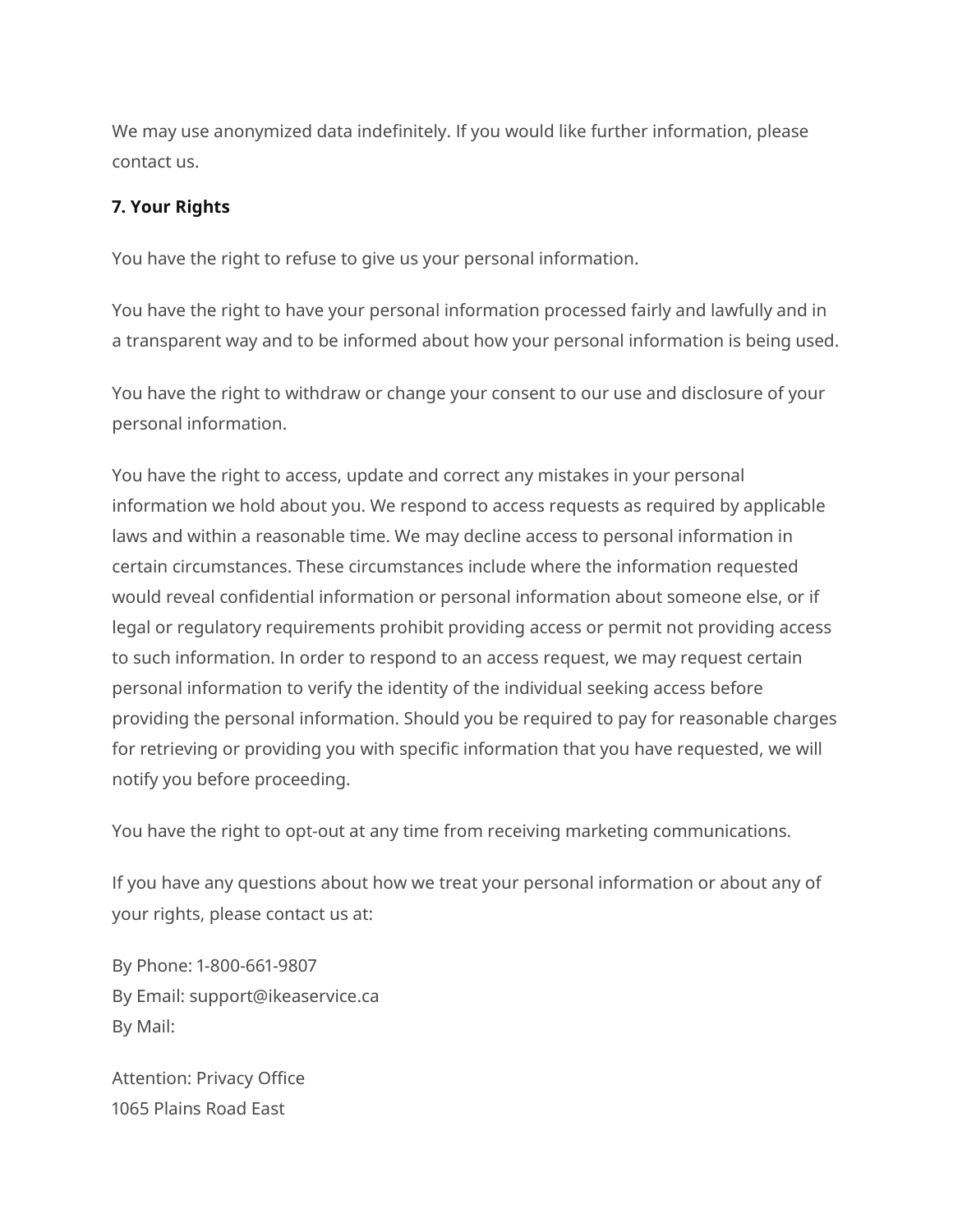We may use anonymized data indefinitely. If you would like further information, please contact us.

**7. Your Rights**

You have the right to refuse to give us your personal information.

You have the right to have your personal information processed fairly and lawfully and in a transparent way and to be informed about how your personal information is being used.

You have the right to withdraw or change your consent to our use and disclosure of your personal information.

You have the right to access, update and correct any mistakes in your personal information we hold about you. We respond to access requests as required by applicable laws and within a reasonable time. We may decline access to personal information in certain circumstances. These circumstances include where the information requested would reveal confidential information or personal information about someone else, or if legal or regulatory requirements prohibit providing access or permit not providing access to such information. In order to respond to an access request, we may request certain personal information to verify the identity of the individual seeking access before providing the personal information. Should you be required to pay for reasonable charges for retrieving or providing you with specific information that you have requested, we will notify you before proceeding.

You have the right to opt-out at any time from receiving marketing communications.

If you have any questions about how we treat your personal information or about any of your rights, please contact us at:

By Phone: 1-800-661-9807
By Email: support@ikeaservice.ca
By Mail:

Attention: Privacy Office
1065 Plains Road East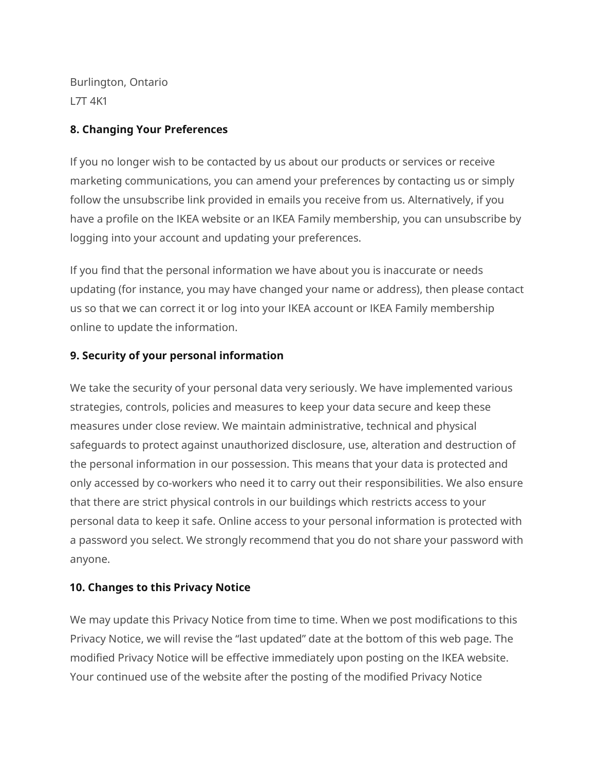Burlington, Ontario
L7T 4K1

**8. Changing Your Preferences**

If you no longer wish to be contacted by us about our products or services or receive marketing communications, you can amend your preferences by contacting us or simply follow the unsubscribe link provided in emails you receive from us. Alternatively, if you have a profile on the IKEA website or an IKEA Family membership, you can unsubscribe by logging into your account and updating your preferences.

If you find that the personal information we have about you is inaccurate or needs updating (for instance, you may have changed your name or address), then please contact us so that we can correct it or log into your IKEA account or IKEA Family membership online to update the information.

**9. Security of your personal information**

We take the security of your personal data very seriously. We have implemented various strategies, controls, policies and measures to keep your data secure and keep these measures under close review. We maintain administrative, technical and physical safeguards to protect against unauthorized disclosure, use, alteration and destruction of the personal information in our possession. This means that your data is protected and only accessed by co-workers who need it to carry out their responsibilities. We also ensure that there are strict physical controls in our buildings which restricts access to your personal data to keep it safe. Online access to your personal information is protected with a password you select. We strongly recommend that you do not share your password with anyone.

**10. Changes to this Privacy Notice**

We may update this Privacy Notice from time to time. When we post modifications to this Privacy Notice, we will revise the “last updated” date at the bottom of this web page. The modified Privacy Notice will be effective immediately upon posting on the IKEA website. Your continued use of the website after the posting of the modified Privacy Notice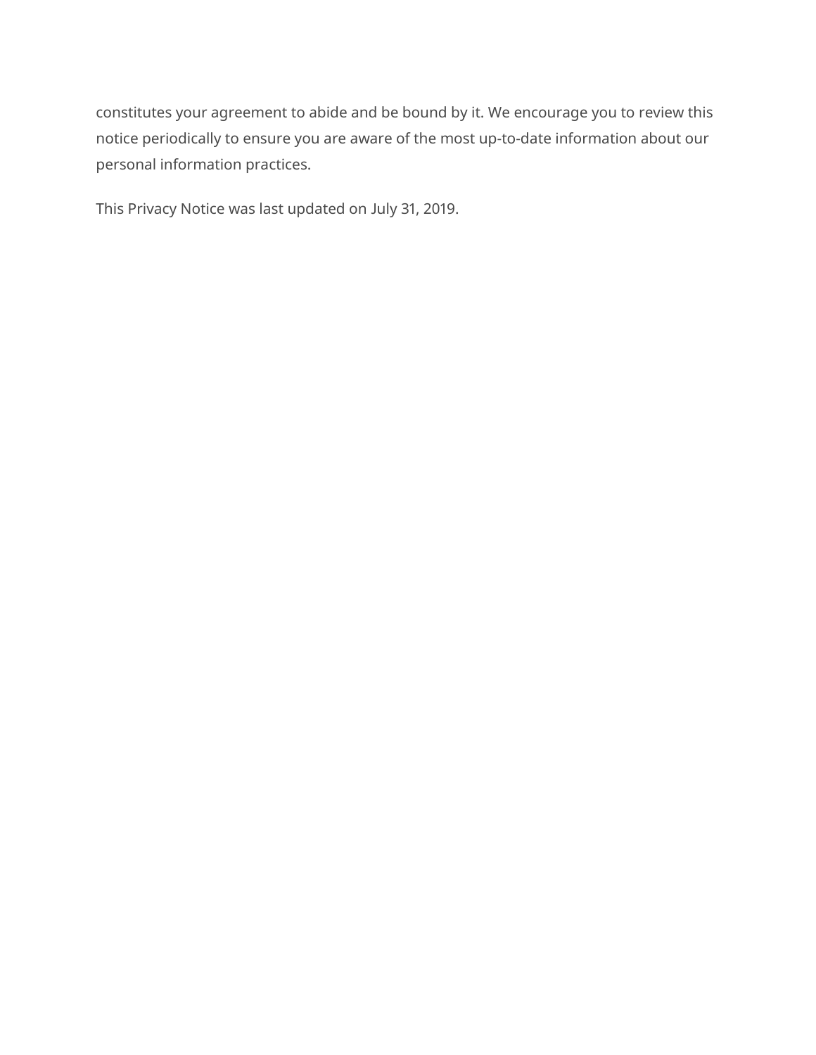constitutes your agreement to abide and be bound by it. We encourage you to review this notice periodically to ensure you are aware of the most up-to-date information about our personal information practices.

This Privacy Notice was last updated on July 31, 2019.